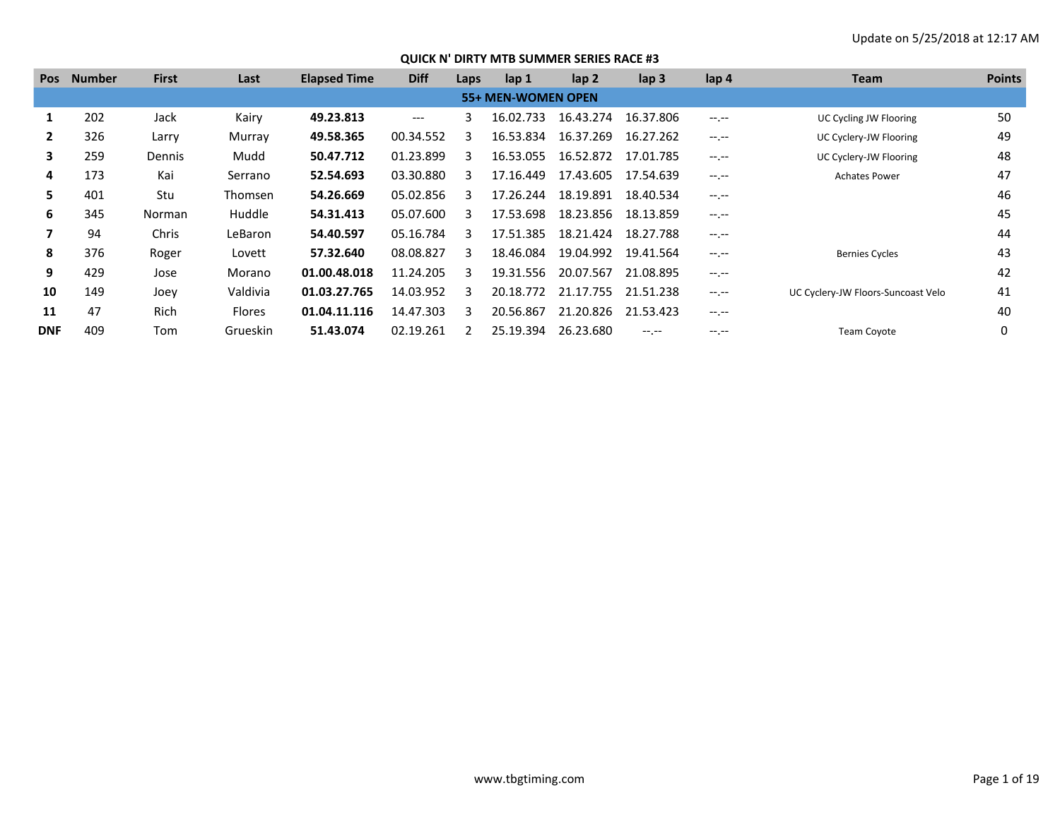Update on 5/25/2018 at 12:17 AM

## QUICK N' DIRTY MTB SUMMER SERIES RACE #3

| Pos | Number | First | Last | Elapsed Time | Diff | Laps | lap 1 | lap 2 | lap 3 | lap 4 | Team | Points |
|---|---|---|---|---|---|---|---|---|---|---|---|---|
| **55+ MEN-WOMEN OPEN** | | | | | | | | | | | | |
| **1** | 202 | Jack | Kairy | **49.23.813** | --- | 3 | 16.02.733 | 16.43.274 | 16.37.806 | --.-- | UC Cycling JW Flooring | 50 |
| **2** | 326 | Larry | Murray | **49.58.365** | 00.34.552 | 3 | 16.53.834 | 16.37.269 | 16.27.262 | --.-- | UC Cyclery-JW Flooring | 49 |
| **3** | 259 | Dennis | Mudd | **50.47.712** | 01.23.899 | 3 | 16.53.055 | 16.52.872 | 17.01.785 | --.-- | UC Cyclery-JW Flooring | 48 |
| **4** | 173 | Kai | Serrano | **52.54.693** | 03.30.880 | 3 | 17.16.449 | 17.43.605 | 17.54.639 | --.-- | Achates Power | 47 |
| **5** | 401 | Stu | Thomsen | **54.26.669** | 05.02.856 | 3 | 17.26.244 | 18.19.891 | 18.40.534 | --.-- | | 46 |
| **6** | 345 | Norman | Huddle | **54.31.413** | 05.07.600 | 3 | 17.53.698 | 18.23.856 | 18.13.859 | --.-- | | 45 |
| **7** | 94 | Chris | LeBaron | **54.40.597** | 05.16.784 | 3 | 17.51.385 | 18.21.424 | 18.27.788 | --.-- | | 44 |
| **8** | 376 | Roger | Lovett | **57.32.640** | 08.08.827 | 3 | 18.46.084 | 19.04.992 | 19.41.564 | --.-- | Bernies Cycles | 43 |
| **9** | 429 | Jose | Morano | **01.00.48.018** | 11.24.205 | 3 | 19.31.556 | 20.07.567 | 21.08.895 | --.-- | | 42 |
| **10** | 149 | Joey | Valdivia | **01.03.27.765** | 14.03.952 | 3 | 20.18.772 | 21.17.755 | 21.51.238 | --.-- | UC Cyclery-JW Floors-Suncoast Velo | 41 |
| **11** | 47 | Rich | Flores | **01.04.11.116** | 14.47.303 | 3 | 20.56.867 | 21.20.826 | 21.53.423 | --.-- | | 40 |
| **DNF** | 409 | Tom | Grueskin | **51.43.074** | 02.19.261 | 2 | 25.19.394 | 26.23.680 | --.-- | --.-- | Team Coyote | 0 |

www.tbgtiming.com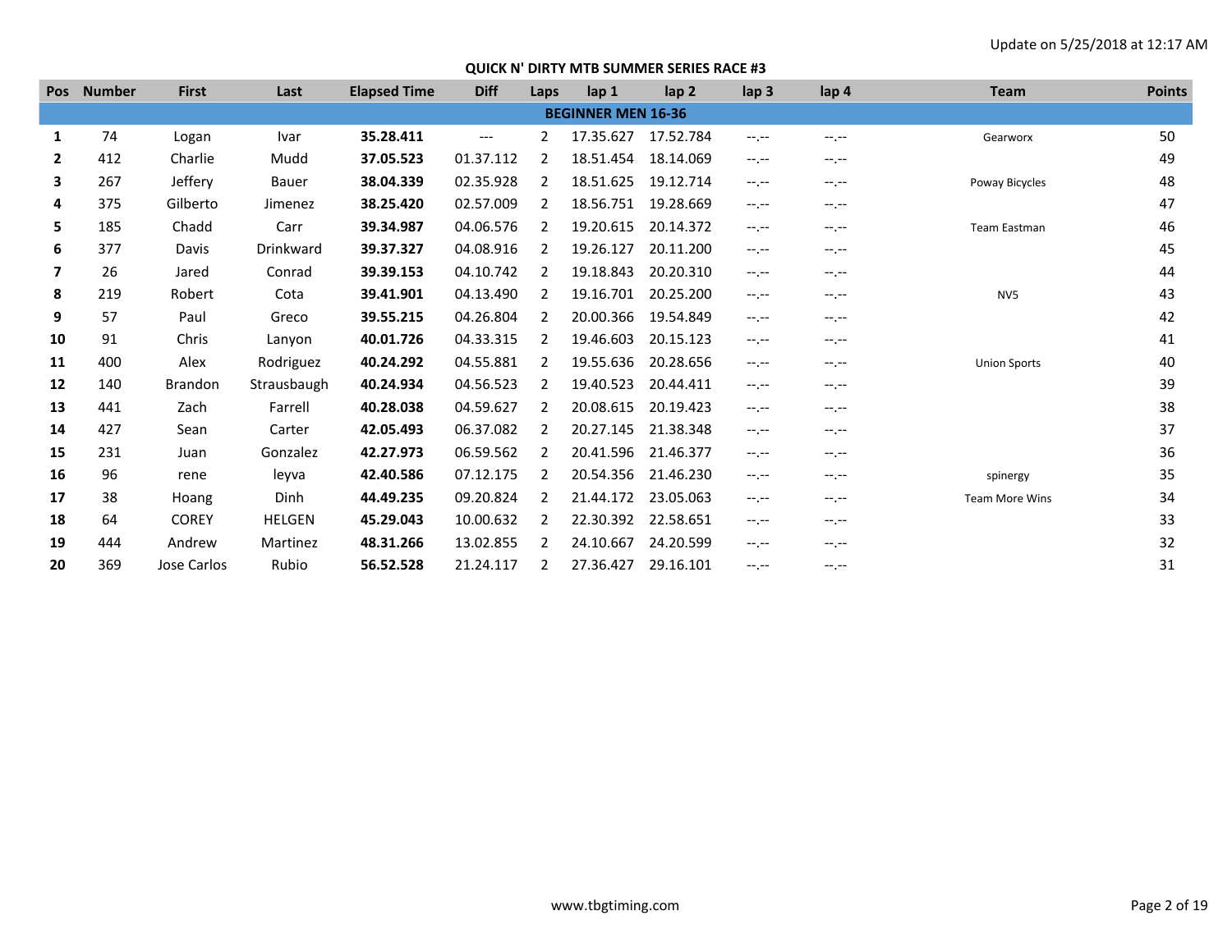Update on 5/25/2018 at 12:17 AM

## QUICK N' DIRTY MTB SUMMER SERIES RACE #3

| Pos | Number | First | Last | Elapsed Time | Diff | Laps | lap 1 | lap 2 | lap 3 | lap 4 | Team | Points |
|---|---|---|---|---|---|---|---|---|---|---|---|---|
| **BEGINNER MEN 16-36** | | | | | | | | | | | | |
| **1** | 74 | Logan | Ivar | **35.28.411** | --- | 2 | 17.35.627 | 17.52.784 | --.-- | --.-- | Gearworx | 50 |
| **2** | 412 | Charlie | Mudd | **37.05.523** | 01.37.112 | 2 | 18.51.454 | 18.14.069 | --.-- | --.-- | | 49 |
| **3** | 267 | Jeffery | Bauer | **38.04.339** | 02.35.928 | 2 | 18.51.625 | 19.12.714 | --.-- | --.-- | Poway Bicycles | 48 |
| **4** | 375 | Gilberto | Jimenez | **38.25.420** | 02.57.009 | 2 | 18.56.751 | 19.28.669 | --.-- | --.-- | | 47 |
| **5** | 185 | Chadd | Carr | **39.34.987** | 04.06.576 | 2 | 19.20.615 | 20.14.372 | --.-- | --.-- | Team Eastman | 46 |
| **6** | 377 | Davis | Drinkward | **39.37.327** | 04.08.916 | 2 | 19.26.127 | 20.11.200 | --.-- | --.-- | | 45 |
| **7** | 26 | Jared | Conrad | **39.39.153** | 04.10.742 | 2 | 19.18.843 | 20.20.310 | --.-- | --.-- | | 44 |
| **8** | 219 | Robert | Cota | **39.41.901** | 04.13.490 | 2 | 19.16.701 | 20.25.200 | --.-- | --.-- | NV5 | 43 |
| **9** | 57 | Paul | Greco | **39.55.215** | 04.26.804 | 2 | 20.00.366 | 19.54.849 | --.-- | --.-- | | 42 |
| **10** | 91 | Chris | Lanyon | **40.01.726** | 04.33.315 | 2 | 19.46.603 | 20.15.123 | --.-- | --.-- | | 41 |
| **11** | 400 | Alex | Rodriguez | **40.24.292** | 04.55.881 | 2 | 19.55.636 | 20.28.656 | --.-- | --.-- | Union Sports | 40 |
| **12** | 140 | Brandon | Strausbaugh | **40.24.934** | 04.56.523 | 2 | 19.40.523 | 20.44.411 | --.-- | --.-- | | 39 |
| **13** | 441 | Zach | Farrell | **40.28.038** | 04.59.627 | 2 | 20.08.615 | 20.19.423 | --.-- | --.-- | | 38 |
| **14** | 427 | Sean | Carter | **42.05.493** | 06.37.082 | 2 | 20.27.145 | 21.38.348 | --.-- | --.-- | | 37 |
| **15** | 231 | Juan | Gonzalez | **42.27.973** | 06.59.562 | 2 | 20.41.596 | 21.46.377 | --.-- | --.-- | | 36 |
| **16** | 96 | rene | leyva | **42.40.586** | 07.12.175 | 2 | 20.54.356 | 21.46.230 | --.-- | --.-- | spinergy | 35 |
| **17** | 38 | Hoang | Dinh | **44.49.235** | 09.20.824 | 2 | 21.44.172 | 23.05.063 | --.-- | --.-- | Team More Wins | 34 |
| **18** | 64 | COREY | HELGEN | **45.29.043** | 10.00.632 | 2 | 22.30.392 | 22.58.651 | --.-- | --.-- | | 33 |
| **19** | 444 | Andrew | Martinez | **48.31.266** | 13.02.855 | 2 | 24.10.667 | 24.20.599 | --.-- | --.-- | | 32 |
| **20** | 369 | Jose Carlos | Rubio | **56.52.528** | 21.24.117 | 2 | 27.36.427 | 29.16.101 | --.-- | --.-- | | 31 |

www.tbgtiming.com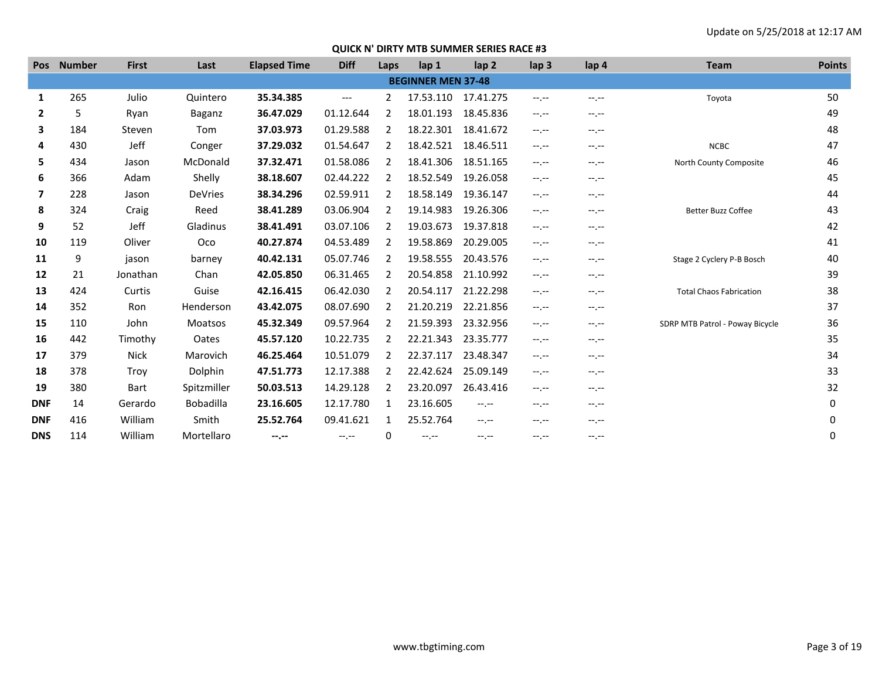Update on 5/25/2018 at 12:17 AM

## QUICK N' DIRTY MTB SUMMER SERIES RACE #3

| Pos | Number | First | Last | Elapsed Time | Diff | Laps | lap 1 | lap 2 | lap 3 | lap 4 | Team | Points |
|---|---|---|---|---|---|---|---|---|---|---|---|---|
| **BEGINNER MEN 37-48** | | | | | | | | | | | | |
| **1** | 265 | Julio | Quintero | **35.34.385** | --- | 2 | 17.53.110 | 17.41.275 | --.-- | --.-- | Toyota | 50 |
| **2** | 5 | Ryan | Baganz | **36.47.029** | 01.12.644 | 2 | 18.01.193 | 18.45.836 | --.-- | --.-- | | 49 |
| **3** | 184 | Steven | Tom | **37.03.973** | 01.29.588 | 2 | 18.22.301 | 18.41.672 | --.-- | --.-- | | 48 |
| **4** | 430 | Jeff | Conger | **37.29.032** | 01.54.647 | 2 | 18.42.521 | 18.46.511 | --.-- | --.-- | NCBC | 47 |
| **5** | 434 | Jason | McDonald | **37.32.471** | 01.58.086 | 2 | 18.41.306 | 18.51.165 | --.-- | --.-- | North County Composite | 46 |
| **6** | 366 | Adam | Shelly | **38.18.607** | 02.44.222 | 2 | 18.52.549 | 19.26.058 | --.-- | --.-- | | 45 |
| **7** | 228 | Jason | DeVries | **38.34.296** | 02.59.911 | 2 | 18.58.149 | 19.36.147 | --.-- | --.-- | | 44 |
| **8** | 324 | Craig | Reed | **38.41.289** | 03.06.904 | 2 | 19.14.983 | 19.26.306 | --.-- | --.-- | Better Buzz Coffee | 43 |
| **9** | 52 | Jeff | Gladinus | **38.41.491** | 03.07.106 | 2 | 19.03.673 | 19.37.818 | --.-- | --.-- | | 42 |
| **10** | 119 | Oliver | Oco | **40.27.874** | 04.53.489 | 2 | 19.58.869 | 20.29.005 | --.-- | --.-- | | 41 |
| **11** | 9 | jason | barney | **40.42.131** | 05.07.746 | 2 | 19.58.555 | 20.43.576 | --.-- | --.-- | Stage 2 Cyclery P-B Bosch | 40 |
| **12** | 21 | Jonathan | Chan | **42.05.850** | 06.31.465 | 2 | 20.54.858 | 21.10.992 | --.-- | --.-- | | 39 |
| **13** | 424 | Curtis | Guise | **42.16.415** | 06.42.030 | 2 | 20.54.117 | 21.22.298 | --.-- | --.-- | Total Chaos Fabrication | 38 |
| **14** | 352 | Ron | Henderson | **43.42.075** | 08.07.690 | 2 | 21.20.219 | 22.21.856 | --.-- | --.-- | | 37 |
| **15** | 110 | John | Moatsos | **45.32.349** | 09.57.964 | 2 | 21.59.393 | 23.32.956 | --.-- | --.-- | SDRP MTB Patrol - Poway Bicycle | 36 |
| **16** | 442 | Timothy | Oates | **45.57.120** | 10.22.735 | 2 | 22.21.343 | 23.35.777 | --.-- | --.-- | | 35 |
| **17** | 379 | Nick | Marovich | **46.25.464** | 10.51.079 | 2 | 22.37.117 | 23.48.347 | --.-- | --.-- | | 34 |
| **18** | 378 | Troy | Dolphin | **47.51.773** | 12.17.388 | 2 | 22.42.624 | 25.09.149 | --.-- | --.-- | | 33 |
| **19** | 380 | Bart | Spitzmiller | **50.03.513** | 14.29.128 | 2 | 23.20.097 | 26.43.416 | --.-- | --.-- | | 32 |
| **DNF** | 14 | Gerardo | Bobadilla | **23.16.605** | 12.17.780 | 1 | 23.16.605 | --.-- | --.-- | --.-- | | 0 |
| **DNF** | 416 | William | Smith | **25.52.764** | 09.41.621 | 1 | 25.52.764 | --.-- | --.-- | --.-- | | 0 |
| **DNS** | 114 | William | Mortellaro | **--.--** | --.-- | 0 | --.-- | --.-- | --.-- | --.-- | | 0 |

www.tbgtiming.com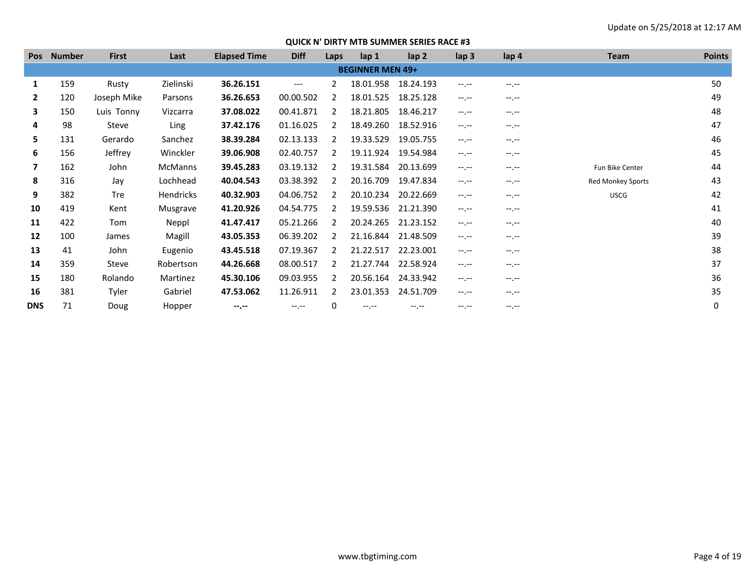Update on 5/25/2018 at 12:17 AM

## QUICK N' DIRTY MTB SUMMER SERIES RACE #3

| Pos | Number | First | Last | Elapsed Time | Diff | Laps | lap 1 | lap 2 | lap 3 | lap 4 | Team | Points |
|---|---|---|---|---|---|---|---|---|---|---|---|---|
| **BEGINNER MEN 49+** | | | | | | | | | | | | |
| **1** | 159 | Rusty | Zielinski | **36.26.151** | --- | 2 | 18.01.958 | 18.24.193 | --.-- | --.-- | | 50 |
| **2** | 120 | Joseph Mike | Parsons | **36.26.653** | 00.00.502 | 2 | 18.01.525 | 18.25.128 | --.-- | --.-- | | 49 |
| **3** | 150 | Luis Tonny | Vizcarra | **37.08.022** | 00.41.871 | 2 | 18.21.805 | 18.46.217 | --.-- | --.-- | | 48 |
| **4** | 98 | Steve | Ling | **37.42.176** | 01.16.025 | 2 | 18.49.260 | 18.52.916 | --.-- | --.-- | | 47 |
| **5** | 131 | Gerardo | Sanchez | **38.39.284** | 02.13.133 | 2 | 19.33.529 | 19.05.755 | --.-- | --.-- | | 46 |
| **6** | 156 | Jeffrey | Winckler | **39.06.908** | 02.40.757 | 2 | 19.11.924 | 19.54.984 | --.-- | --.-- | | 45 |
| **7** | 162 | John | McManns | **39.45.283** | 03.19.132 | 2 | 19.31.584 | 20.13.699 | --.-- | --.-- | Fun Bike Center | 44 |
| **8** | 316 | Jay | Lochhead | **40.04.543** | 03.38.392 | 2 | 20.16.709 | 19.47.834 | --.-- | --.-- | Red Monkey Sports | 43 |
| **9** | 382 | Tre | Hendricks | **40.32.903** | 04.06.752 | 2 | 20.10.234 | 20.22.669 | --.-- | --.-- | USCG | 42 |
| **10** | 419 | Kent | Musgrave | **41.20.926** | 04.54.775 | 2 | 19.59.536 | 21.21.390 | --.-- | --.-- | | 41 |
| **11** | 422 | Tom | Neppl | **41.47.417** | 05.21.266 | 2 | 20.24.265 | 21.23.152 | --.-- | --.-- | | 40 |
| **12** | 100 | James | Magill | **43.05.353** | 06.39.202 | 2 | 21.16.844 | 21.48.509 | --.-- | --.-- | | 39 |
| **13** | 41 | John | Eugenio | **43.45.518** | 07.19.367 | 2 | 21.22.517 | 22.23.001 | --.-- | --.-- | | 38 |
| **14** | 359 | Steve | Robertson | **44.26.668** | 08.00.517 | 2 | 21.27.744 | 22.58.924 | --.-- | --.-- | | 37 |
| **15** | 180 | Rolando | Martinez | **45.30.106** | 09.03.955 | 2 | 20.56.164 | 24.33.942 | --.-- | --.-- | | 36 |
| **16** | 381 | Tyler | Gabriel | **47.53.062** | 11.26.911 | 2 | 23.01.353 | 24.51.709 | --.-- | --.-- | | 35 |
| **DNS** | 71 | Doug | Hopper | **--.--** | --.-- | 0 | --.-- | --.-- | --.-- | --.-- | | 0 |

www.tbgtiming.com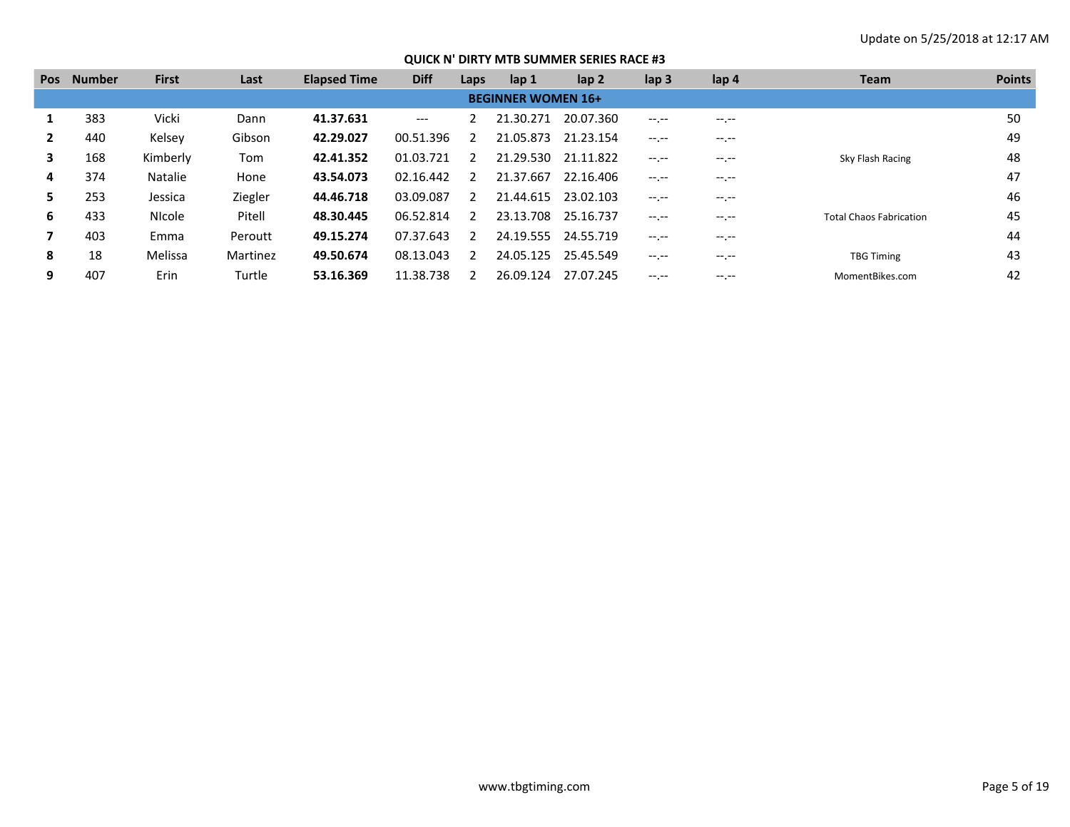Update on 5/25/2018 at 12:17 AM

## QUICK N' DIRTY MTB SUMMER SERIES RACE #3

| Pos | Number | First | Last | Elapsed Time | Diff | Laps | lap 1 | lap 2 | lap 3 | lap 4 | Team | Points |
|---|---|---|---|---|---|---|---|---|---|---|---|---|
| **BEGINNER WOMEN 16+** | | | | | | | | | | | | |
| **1** | 383 | Vicki | Dann | **41.37.631** | --- | 2 | 21.30.271 | 20.07.360 | --.-- | --.-- | | 50 |
| **2** | 440 | Kelsey | Gibson | **42.29.027** | 00.51.396 | 2 | 21.05.873 | 21.23.154 | --.-- | --.-- | | 49 |
| **3** | 168 | Kimberly | Tom | **42.41.352** | 01.03.721 | 2 | 21.29.530 | 21.11.822 | --.-- | --.-- | Sky Flash Racing | 48 |
| **4** | 374 | Natalie | Hone | **43.54.073** | 02.16.442 | 2 | 21.37.667 | 22.16.406 | --.-- | --.-- | | 47 |
| **5** | 253 | Jessica | Ziegler | **44.46.718** | 03.09.087 | 2 | 21.44.615 | 23.02.103 | --.-- | --.-- | | 46 |
| **6** | 433 | NIcole | Pitell | **48.30.445** | 06.52.814 | 2 | 23.13.708 | 25.16.737 | --.-- | --.-- | Total Chaos Fabrication | 45 |
| **7** | 403 | Emma | Peroutt | **49.15.274** | 07.37.643 | 2 | 24.19.555 | 24.55.719 | --.-- | --.-- | | 44 |
| **8** | 18 | Melissa | Martinez | **49.50.674** | 08.13.043 | 2 | 24.05.125 | 25.45.549 | --.-- | --.-- | TBG Timing | 43 |
| **9** | 407 | Erin | Turtle | **53.16.369** | 11.38.738 | 2 | 26.09.124 | 27.07.245 | --.-- | --.-- | MomentBikes.com | 42 |

www.tbgtiming.com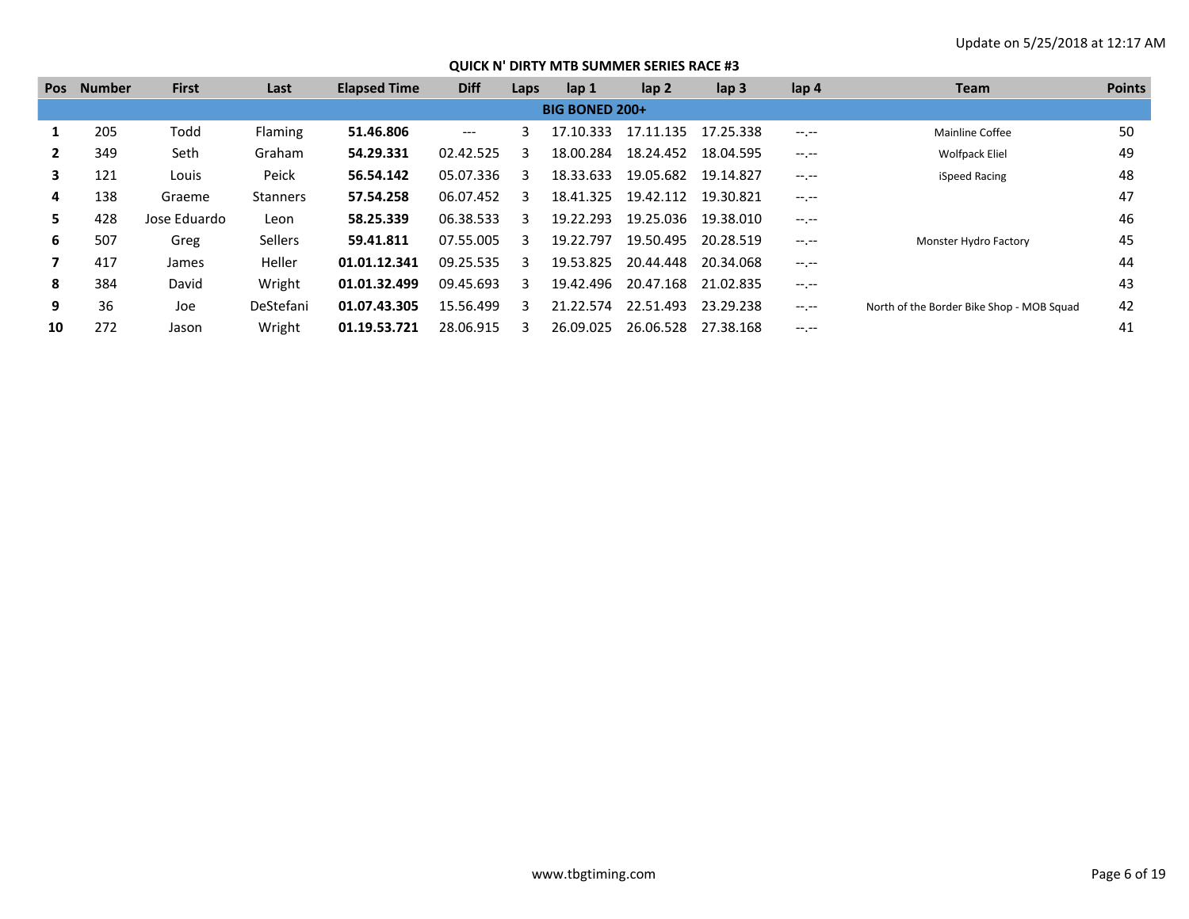Update on 5/25/2018 at 12:17 AM

## QUICK N' DIRTY MTB SUMMER SERIES RACE #3

| Pos | Number | First | Last | Elapsed Time | Diff | Laps | lap 1 | lap 2 | lap 3 | lap 4 | Team | Points |
|---|---|---|---|---|---|---|---|---|---|---|---|---|
| **BIG BONED 200+** | | | | | | | | | | | | |
| **1** | 205 | Todd | Flaming | **51.46.806** | --- | 3 | 17.10.333 | 17.11.135 | 17.25.338 | --.-- | Mainline Coffee | 50 |
| **2** | 349 | Seth | Graham | **54.29.331** | 02.42.525 | 3 | 18.00.284 | 18.24.452 | 18.04.595 | --.-- | Wolfpack Eliel | 49 |
| **3** | 121 | Louis | Peick | **56.54.142** | 05.07.336 | 3 | 18.33.633 | 19.05.682 | 19.14.827 | --.-- | iSpeed Racing | 48 |
| **4** | 138 | Graeme | Stanners | **57.54.258** | 06.07.452 | 3 | 18.41.325 | 19.42.112 | 19.30.821 | --.-- | | 47 |
| **5** | 428 | Jose Eduardo | Leon | **58.25.339** | 06.38.533 | 3 | 19.22.293 | 19.25.036 | 19.38.010 | --.-- | | 46 |
| **6** | 507 | Greg | Sellers | **59.41.811** | 07.55.005 | 3 | 19.22.797 | 19.50.495 | 20.28.519 | --.-- | Monster Hydro Factory | 45 |
| **7** | 417 | James | Heller | **01.01.12.341** | 09.25.535 | 3 | 19.53.825 | 20.44.448 | 20.34.068 | --.-- | | 44 |
| **8** | 384 | David | Wright | **01.01.32.499** | 09.45.693 | 3 | 19.42.496 | 20.47.168 | 21.02.835 | --.-- | | 43 |
| **9** | 36 | Joe | DeStefani | **01.07.43.305** | 15.56.499 | 3 | 21.22.574 | 22.51.493 | 23.29.238 | --.-- | North of the Border Bike Shop - MOB Squad | 42 |
| **10** | 272 | Jason | Wright | **01.19.53.721** | 28.06.915 | 3 | 26.09.025 | 26.06.528 | 27.38.168 | --.-- | | 41 |

www.tbgtiming.com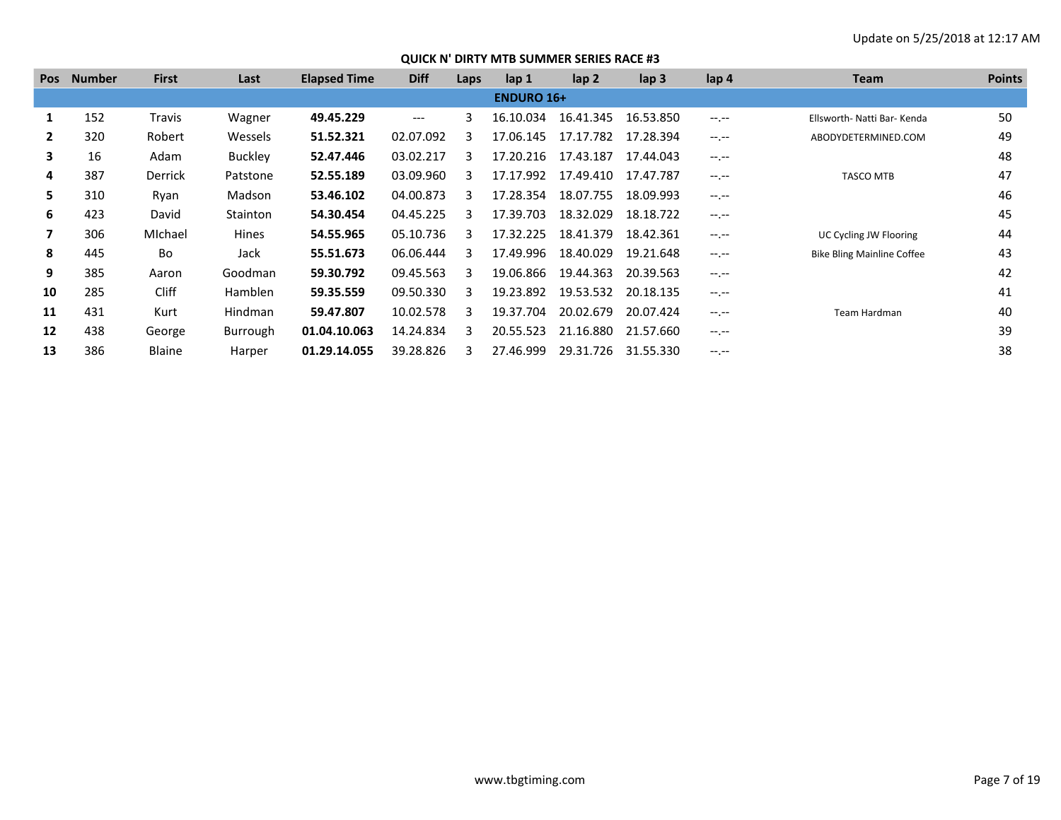Update on 5/25/2018 at 12:17 AM

## QUICK N' DIRTY MTB SUMMER SERIES RACE #3

| Pos | Number | First | Last | Elapsed Time | Diff | Laps | lap 1 | lap 2 | lap 3 | lap 4 | Team | Points |
|---|---|---|---|---|---|---|---|---|---|---|---|---|
| **ENDURO 16+** | | | | | | | | | | | | |
| **1** | 152 | Travis | Wagner | **49.45.229** | --- | 3 | 16.10.034 | 16.41.345 | 16.53.850 | --.-- | Ellsworth- Natti Bar- Kenda | 50 |
| **2** | 320 | Robert | Wessels | **51.52.321** | 02.07.092 | 3 | 17.06.145 | 17.17.782 | 17.28.394 | --.-- | ABODYDETERMINED.COM | 49 |
| **3** | 16 | Adam | Buckley | **52.47.446** | 03.02.217 | 3 | 17.20.216 | 17.43.187 | 17.44.043 | --.-- | | 48 |
| **4** | 387 | Derrick | Patstone | **52.55.189** | 03.09.960 | 3 | 17.17.992 | 17.49.410 | 17.47.787 | --.-- | TASCO MTB | 47 |
| **5** | 310 | Ryan | Madson | **53.46.102** | 04.00.873 | 3 | 17.28.354 | 18.07.755 | 18.09.993 | --.-- | | 46 |
| **6** | 423 | David | Stainton | **54.30.454** | 04.45.225 | 3 | 17.39.703 | 18.32.029 | 18.18.722 | --.-- | | 45 |
| **7** | 306 | MIchael | Hines | **54.55.965** | 05.10.736 | 3 | 17.32.225 | 18.41.379 | 18.42.361 | --.-- | UC Cycling JW Flooring | 44 |
| **8** | 445 | Bo | Jack | **55.51.673** | 06.06.444 | 3 | 17.49.996 | 18.40.029 | 19.21.648 | --.-- | Bike Bling Mainline Coffee | 43 |
| **9** | 385 | Aaron | Goodman | **59.30.792** | 09.45.563 | 3 | 19.06.866 | 19.44.363 | 20.39.563 | --.-- | | 42 |
| **10** | 285 | Cliff | Hamblen | **59.35.559** | 09.50.330 | 3 | 19.23.892 | 19.53.532 | 20.18.135 | --.-- | | 41 |
| **11** | 431 | Kurt | Hindman | **59.47.807** | 10.02.578 | 3 | 19.37.704 | 20.02.679 | 20.07.424 | --.-- | Team Hardman | 40 |
| **12** | 438 | George | Burrough | **01.04.10.063** | 14.24.834 | 3 | 20.55.523 | 21.16.880 | 21.57.660 | --.-- | | 39 |
| **13** | 386 | Blaine | Harper | **01.29.14.055** | 39.28.826 | 3 | 27.46.999 | 29.31.726 | 31.55.330 | --.-- | | 38 |

www.tbgtiming.com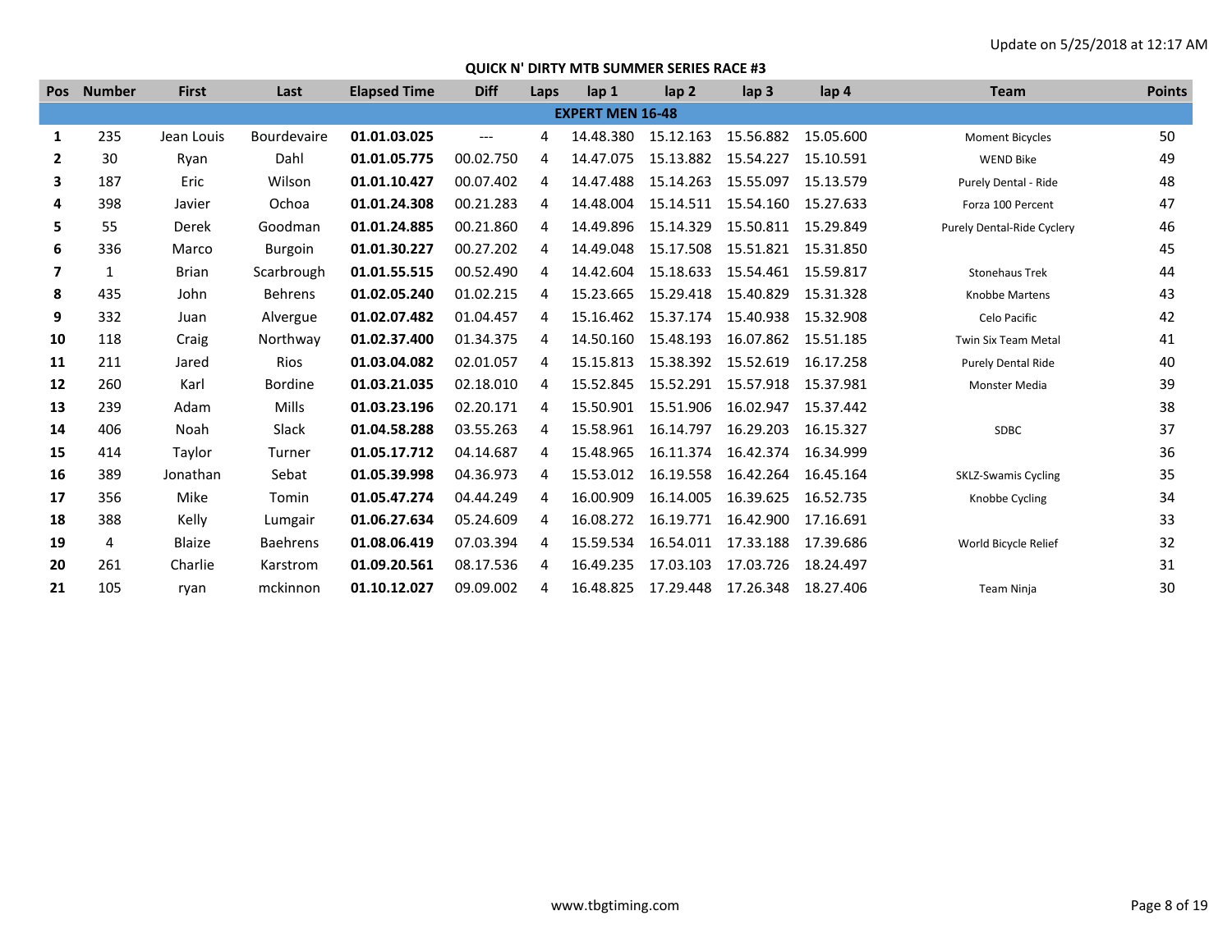Update on 5/25/2018 at 12:17 AM

## QUICK N' DIRTY MTB SUMMER SERIES RACE #3

| Pos | Number | First | Last | Elapsed Time | Diff | Laps | lap 1 | lap 2 | lap 3 | lap 4 | Team | Points |
|---|---|---|---|---|---|---|---|---|---|---|---|---|
| **EXPERT MEN 16-48** | | | | | | | | | | | | |
| **1** | 235 | Jean Louis | Bourdevaire | **01.01.03.025** | --- | 4 | 14.48.380 | 15.12.163 | 15.56.882 | 15.05.600 | Moment Bicycles | 50 |
| **2** | 30 | Ryan | Dahl | **01.01.05.775** | 00.02.750 | 4 | 14.47.075 | 15.13.882 | 15.54.227 | 15.10.591 | WEND Bike | 49 |
| **3** | 187 | Eric | Wilson | **01.01.10.427** | 00.07.402 | 4 | 14.47.488 | 15.14.263 | 15.55.097 | 15.13.579 | Purely Dental - Ride | 48 |
| **4** | 398 | Javier | Ochoa | **01.01.24.308** | 00.21.283 | 4 | 14.48.004 | 15.14.511 | 15.54.160 | 15.27.633 | Forza 100 Percent | 47 |
| **5** | 55 | Derek | Goodman | **01.01.24.885** | 00.21.860 | 4 | 14.49.896 | 15.14.329 | 15.50.811 | 15.29.849 | Purely Dental-Ride Cyclery | 46 |
| **6** | 336 | Marco | Burgoin | **01.01.30.227** | 00.27.202 | 4 | 14.49.048 | 15.17.508 | 15.51.821 | 15.31.850 | | 45 |
| **7** | 1 | Brian | Scarbrough | **01.01.55.515** | 00.52.490 | 4 | 14.42.604 | 15.18.633 | 15.54.461 | 15.59.817 | Stonehaus Trek | 44 |
| **8** | 435 | John | Behrens | **01.02.05.240** | 01.02.215 | 4 | 15.23.665 | 15.29.418 | 15.40.829 | 15.31.328 | Knobbe Martens | 43 |
| **9** | 332 | Juan | Alvergue | **01.02.07.482** | 01.04.457 | 4 | 15.16.462 | 15.37.174 | 15.40.938 | 15.32.908 | Celo Pacific | 42 |
| **10** | 118 | Craig | Northway | **01.02.37.400** | 01.34.375 | 4 | 14.50.160 | 15.48.193 | 16.07.862 | 15.51.185 | Twin Six Team Metal | 41 |
| **11** | 211 | Jared | Rios | **01.03.04.082** | 02.01.057 | 4 | 15.15.813 | 15.38.392 | 15.52.619 | 16.17.258 | Purely Dental Ride | 40 |
| **12** | 260 | Karl | Bordine | **01.03.21.035** | 02.18.010 | 4 | 15.52.845 | 15.52.291 | 15.57.918 | 15.37.981 | Monster Media | 39 |
| **13** | 239 | Adam | Mills | **01.03.23.196** | 02.20.171 | 4 | 15.50.901 | 15.51.906 | 16.02.947 | 15.37.442 | | 38 |
| **14** | 406 | Noah | Slack | **01.04.58.288** | 03.55.263 | 4 | 15.58.961 | 16.14.797 | 16.29.203 | 16.15.327 | SDBC | 37 |
| **15** | 414 | Taylor | Turner | **01.05.17.712** | 04.14.687 | 4 | 15.48.965 | 16.11.374 | 16.42.374 | 16.34.999 | | 36 |
| **16** | 389 | Jonathan | Sebat | **01.05.39.998** | 04.36.973 | 4 | 15.53.012 | 16.19.558 | 16.42.264 | 16.45.164 | SKLZ-Swamis Cycling | 35 |
| **17** | 356 | Mike | Tomin | **01.05.47.274** | 04.44.249 | 4 | 16.00.909 | 16.14.005 | 16.39.625 | 16.52.735 | Knobbe Cycling | 34 |
| **18** | 388 | Kelly | Lumgair | **01.06.27.634** | 05.24.609 | 4 | 16.08.272 | 16.19.771 | 16.42.900 | 17.16.691 | | 33 |
| **19** | 4 | Blaize | Baehrens | **01.08.06.419** | 07.03.394 | 4 | 15.59.534 | 16.54.011 | 17.33.188 | 17.39.686 | World Bicycle Relief | 32 |
| **20** | 261 | Charlie | Karstrom | **01.09.20.561** | 08.17.536 | 4 | 16.49.235 | 17.03.103 | 17.03.726 | 18.24.497 | | 31 |
| **21** | 105 | ryan | mckinnon | **01.10.12.027** | 09.09.002 | 4 | 16.48.825 | 17.29.448 | 17.26.348 | 18.27.406 | Team Ninja | 30 |

www.tbgtiming.com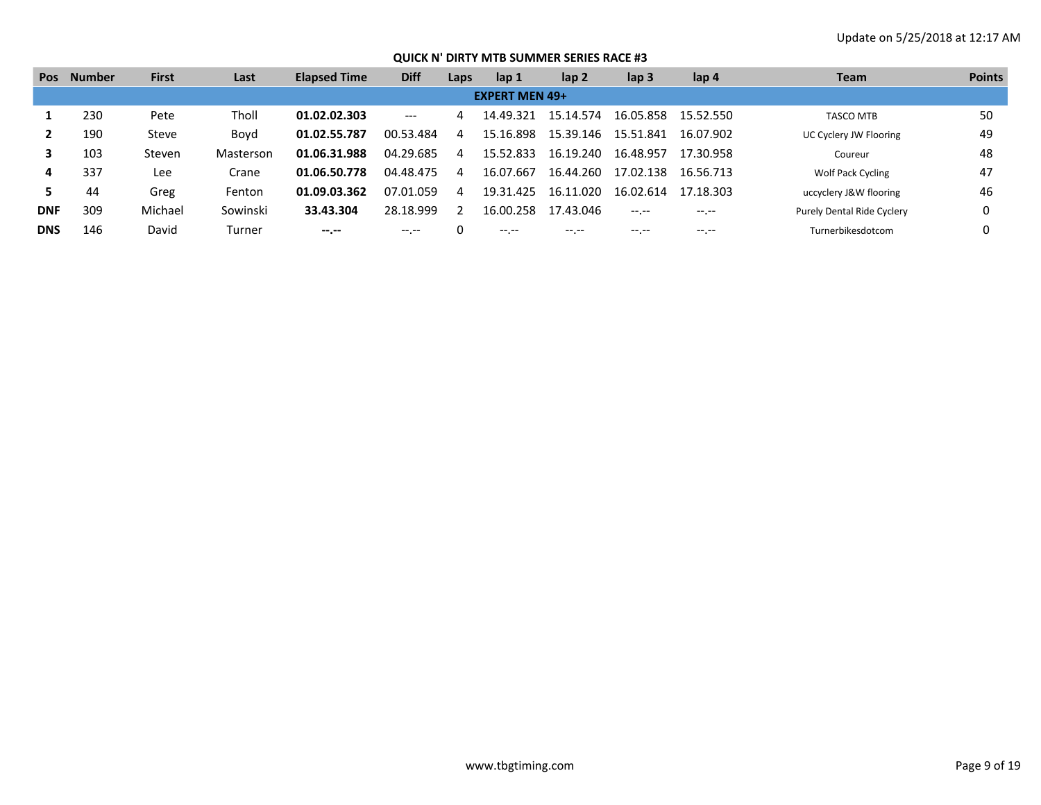Update on 5/25/2018 at 12:17 AM

## QUICK N' DIRTY MTB SUMMER SERIES RACE #3

| Pos | Number | First | Last | Elapsed Time | Diff | Laps | lap 1 | lap 2 | lap 3 | lap 4 | Team | Points |
|---|---|---|---|---|---|---|---|---|---|---|---|---|
| | | | | | | | **EXPERT MEN 49+** | | | | | |
| **1** | 230 | Pete | Tholl | **01.02.02.303** | --- | 4 | 14.49.321 | 15.14.574 | 16.05.858 | 15.52.550 | TASCO MTB | 50 |
| **2** | 190 | Steve | Boyd | **01.02.55.787** | 00.53.484 | 4 | 15.16.898 | 15.39.146 | 15.51.841 | 16.07.902 | UC Cyclery JW Flooring | 49 |
| **3** | 103 | Steven | Masterson | **01.06.31.988** | 04.29.685 | 4 | 15.52.833 | 16.19.240 | 16.48.957 | 17.30.958 | Coureur | 48 |
| **4** | 337 | Lee | Crane | **01.06.50.778** | 04.48.475 | 4 | 16.07.667 | 16.44.260 | 17.02.138 | 16.56.713 | Wolf Pack Cycling | 47 |
| **5** | 44 | Greg | Fenton | **01.09.03.362** | 07.01.059 | 4 | 19.31.425 | 16.11.020 | 16.02.614 | 17.18.303 | uccyclery J&W flooring | 46 |
| **DNF** | 309 | Michael | Sowinski | **33.43.304** | 28.18.999 | 2 | 16.00.258 | 17.43.046 | --.-- | --.-- | Purely Dental Ride Cyclery | 0 |
| **DNS** | 146 | David | Turner | **--.--** | --.-- | 0 | --.-- | --.-- | --.-- | --.-- | Turnerbikesdotcom | 0 |

www.tbgtiming.com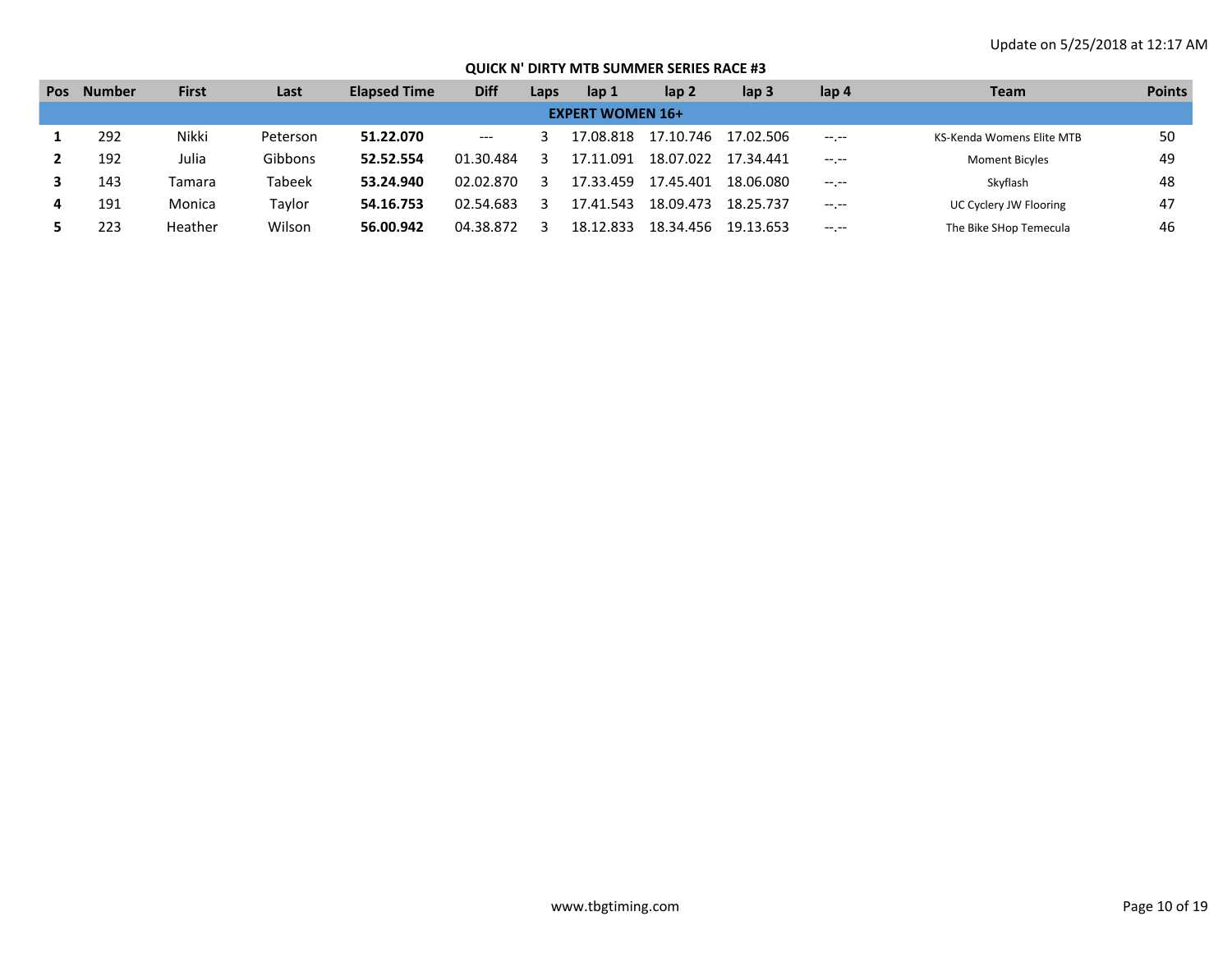Update on 5/25/2018 at 12:17 AM

**QUICK N' DIRTY MTB SUMMER SERIES RACE #3**

| Pos | Number | First | Last | Elapsed Time | Diff | Laps | lap 1 | lap 2 | lap 3 | lap 4 | Team | Points |
|---|---|---|---|---|---|---|---|---|---|---|---|---|
| **EXPERT WOMEN 16+** | | | | | | | | | | | | |
| **1** | 292 | Nikki | Peterson | **51.22.070** | --- | 3 | 17.08.818 | 17.10.746 | 17.02.506 | --.-- | KS-Kenda Womens Elite MTB | 50 |
| **2** | 192 | Julia | Gibbons | **52.52.554** | 01.30.484 | 3 | 17.11.091 | 18.07.022 | 17.34.441 | --.-- | Moment Bicyles | 49 |
| **3** | 143 | Tamara | Tabeek | **53.24.940** | 02.02.870 | 3 | 17.33.459 | 17.45.401 | 18.06.080 | --.-- | Skyflash | 48 |
| **4** | 191 | Monica | Taylor | **54.16.753** | 02.54.683 | 3 | 17.41.543 | 18.09.473 | 18.25.737 | --.-- | UC Cyclery JW Flooring | 47 |
| **5** | 223 | Heather | Wilson | **56.00.942** | 04.38.872 | 3 | 18.12.833 | 18.34.456 | 19.13.653 | --.-- | The Bike SHop Temecula | 46 |

www.tbgtiming.com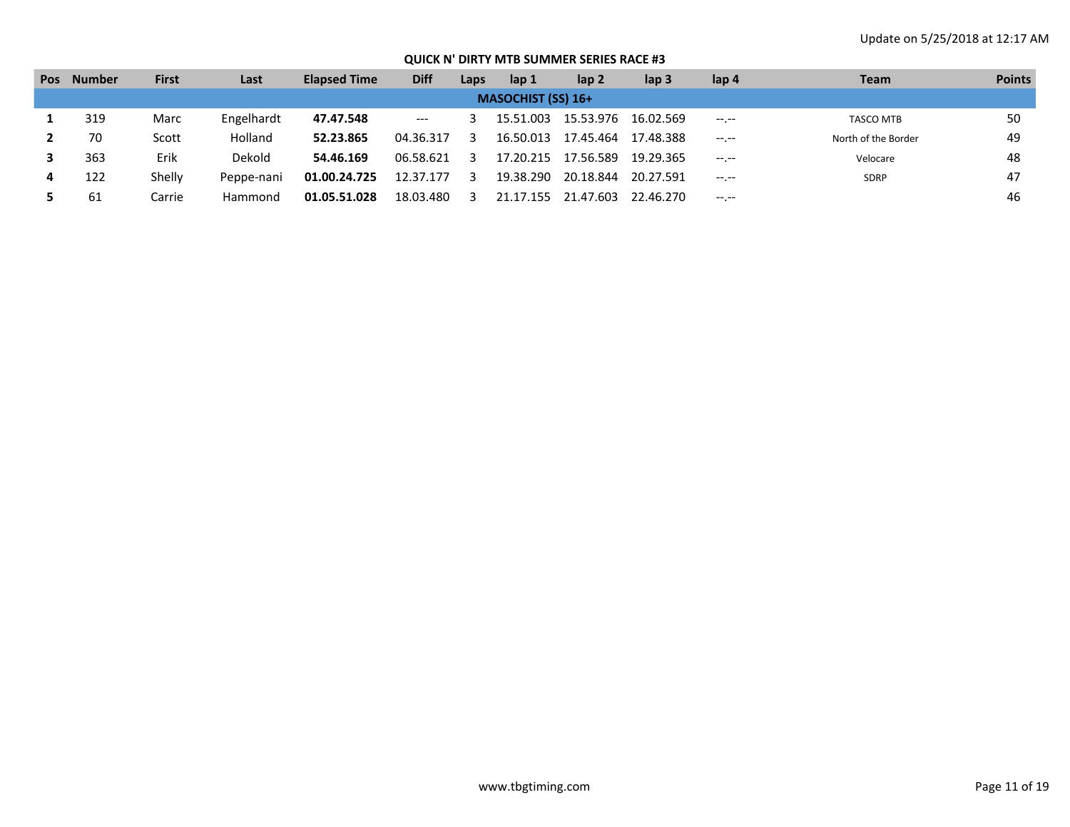Update on 5/25/2018 at 12:17 AM

## QUICK N' DIRTY MTB SUMMER SERIES RACE #3

| Pos | Number | First | Last | Elapsed Time | Diff | Laps | lap 1 | lap 2 | lap 3 | lap 4 | Team | Points |
|---|---|---|---|---|---|---|---|---|---|---|---|---|
| **MASOCHIST (SS) 16+** | | | | | | | | | | | | |
| **1** | 319 | Marc | Engelhardt | **47.47.548** | --- | 3 | 15.51.003 | 15.53.976 | 16.02.569 | --.-- | TASCO MTB | 50 |
| **2** | 70 | Scott | Holland | **52.23.865** | 04.36.317 | 3 | 16.50.013 | 17.45.464 | 17.48.388 | --.-- | North of the Border | 49 |
| **3** | 363 | Erik | Dekold | **54.46.169** | 06.58.621 | 3 | 17.20.215 | 17.56.589 | 19.29.365 | --.-- | Velocare | 48 |
| **4** | 122 | Shelly | Peppe-nani | **01.00.24.725** | 12.37.177 | 3 | 19.38.290 | 20.18.844 | 20.27.591 | --.-- | SDRP | 47 |
| **5** | 61 | Carrie | Hammond | **01.05.51.028** | 18.03.480 | 3 | 21.17.155 | 21.47.603 | 22.46.270 | --.-- | | 46 |

www.tbgtiming.com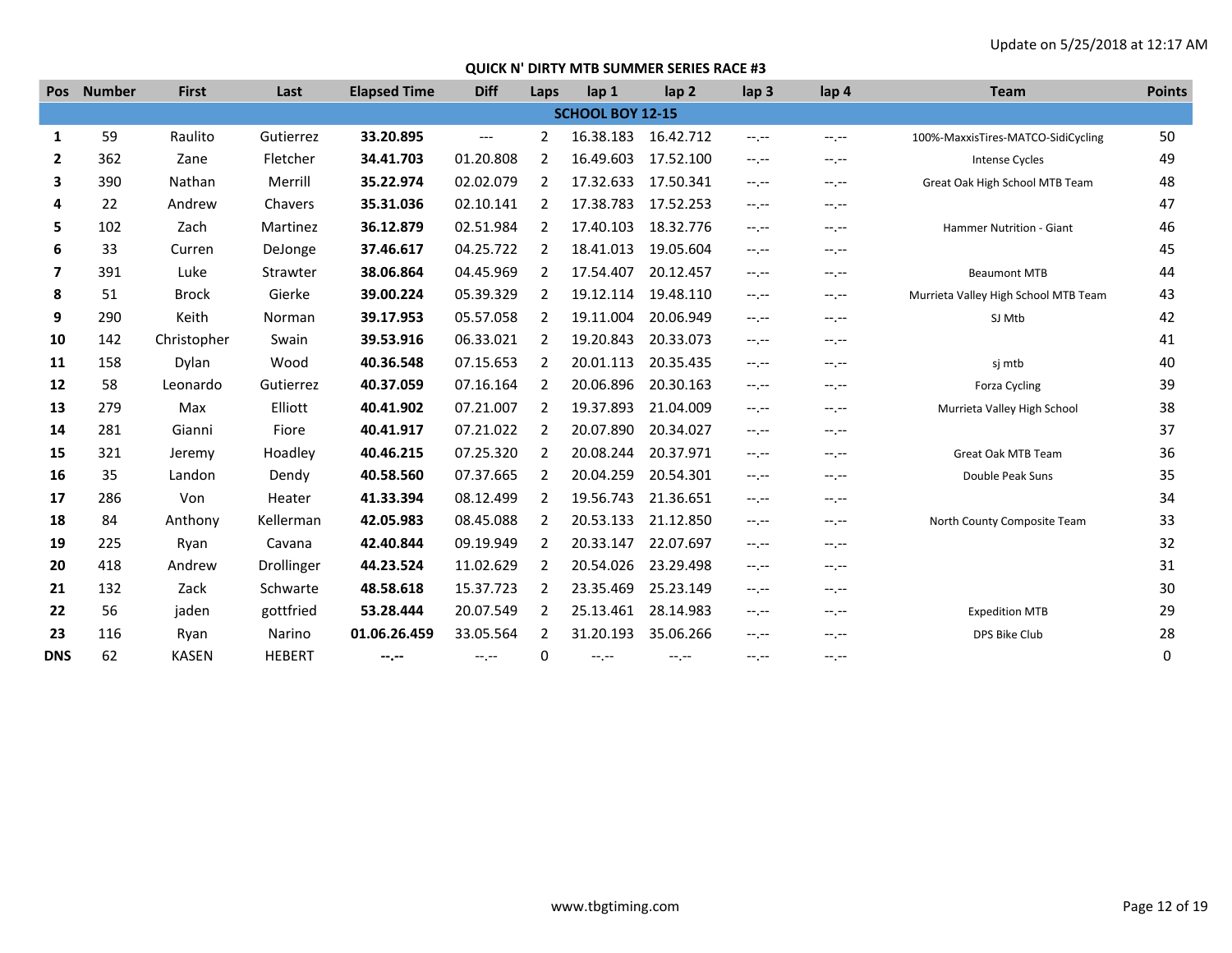Update on 5/25/2018 at 12:17 AM

## QUICK N' DIRTY MTB SUMMER SERIES RACE #3

| Pos | Number | First | Last | Elapsed Time | Diff | Laps | lap 1 | lap 2 | lap 3 | lap 4 | Team | Points |
|---|---|---|---|---|---|---|---|---|---|---|---|---|
| | | | | | | SCHOOL BOY 12-15 | | | | | | |
| 1 | 59 | Raulito | Gutierrez | **33.20.895** | --- | 2 | 16.38.183 | 16.42.712 | --.-- | --.-- | 100%-MaxxisTires-MATCO-SidiCycling | 50 |
| 2 | 362 | Zane | Fletcher | **34.41.703** | 01.20.808 | 2 | 16.49.603 | 17.52.100 | --.-- | --.-- | Intense Cycles | 49 |
| 3 | 390 | Nathan | Merrill | **35.22.974** | 02.02.079 | 2 | 17.32.633 | 17.50.341 | --.-- | --.-- | Great Oak High School MTB Team | 48 |
| 4 | 22 | Andrew | Chavers | **35.31.036** | 02.10.141 | 2 | 17.38.783 | 17.52.253 | --.-- | --.-- | | 47 |
| 5 | 102 | Zach | Martinez | **36.12.879** | 02.51.984 | 2 | 17.40.103 | 18.32.776 | --.-- | --.-- | Hammer Nutrition - Giant | 46 |
| 6 | 33 | Curren | DeJonge | **37.46.617** | 04.25.722 | 2 | 18.41.013 | 19.05.604 | --.-- | --.-- | | 45 |
| 7 | 391 | Luke | Strawter | **38.06.864** | 04.45.969 | 2 | 17.54.407 | 20.12.457 | --.-- | --.-- | Beaumont MTB | 44 |
| 8 | 51 | Brock | Gierke | **39.00.224** | 05.39.329 | 2 | 19.12.114 | 19.48.110 | --.-- | --.-- | Murrieta Valley High School MTB Team | 43 |
| 9 | 290 | Keith | Norman | **39.17.953** | 05.57.058 | 2 | 19.11.004 | 20.06.949 | --.-- | --.-- | SJ Mtb | 42 |
| 10 | 142 | Christopher | Swain | **39.53.916** | 06.33.021 | 2 | 19.20.843 | 20.33.073 | --.-- | --.-- | | 41 |
| 11 | 158 | Dylan | Wood | **40.36.548** | 07.15.653 | 2 | 20.01.113 | 20.35.435 | --.-- | --.-- | sj mtb | 40 |
| 12 | 58 | Leonardo | Gutierrez | **40.37.059** | 07.16.164 | 2 | 20.06.896 | 20.30.163 | --.-- | --.-- | Forza Cycling | 39 |
| 13 | 279 | Max | Elliott | **40.41.902** | 07.21.007 | 2 | 19.37.893 | 21.04.009 | --.-- | --.-- | Murrieta Valley High School | 38 |
| 14 | 281 | Gianni | Fiore | **40.41.917** | 07.21.022 | 2 | 20.07.890 | 20.34.027 | --.-- | --.-- | | 37 |
| 15 | 321 | Jeremy | Hoadley | **40.46.215** | 07.25.320 | 2 | 20.08.244 | 20.37.971 | --.-- | --.-- | Great Oak MTB Team | 36 |
| 16 | 35 | Landon | Dendy | **40.58.560** | 07.37.665 | 2 | 20.04.259 | 20.54.301 | --.-- | --.-- | Double Peak Suns | 35 |
| 17 | 286 | Von | Heater | **41.33.394** | 08.12.499 | 2 | 19.56.743 | 21.36.651 | --.-- | --.-- | | 34 |
| 18 | 84 | Anthony | Kellerman | **42.05.983** | 08.45.088 | 2 | 20.53.133 | 21.12.850 | --.-- | --.-- | North County Composite Team | 33 |
| 19 | 225 | Ryan | Cavana | **42.40.844** | 09.19.949 | 2 | 20.33.147 | 22.07.697 | --.-- | --.-- | | 32 |
| 20 | 418 | Andrew | Drollinger | **44.23.524** | 11.02.629 | 2 | 20.54.026 | 23.29.498 | --.-- | --.-- | | 31 |
| 21 | 132 | Zack | Schwarte | **48.58.618** | 15.37.723 | 2 | 23.35.469 | 25.23.149 | --.-- | --.-- | | 30 |
| 22 | 56 | jaden | gottfried | **53.28.444** | 20.07.549 | 2 | 25.13.461 | 28.14.983 | --.-- | --.-- | Expedition MTB | 29 |
| 23 | 116 | Ryan | Narino | **01.06.26.459** | 33.05.564 | 2 | 31.20.193 | 35.06.266 | --.-- | --.-- | DPS Bike Club | 28 |
| DNS | 62 | KASEN | HEBERT | **--.--** | --.-- | 0 | --.-- | --.-- | --.-- | --.-- | | 0 |

www.tbgtiming.com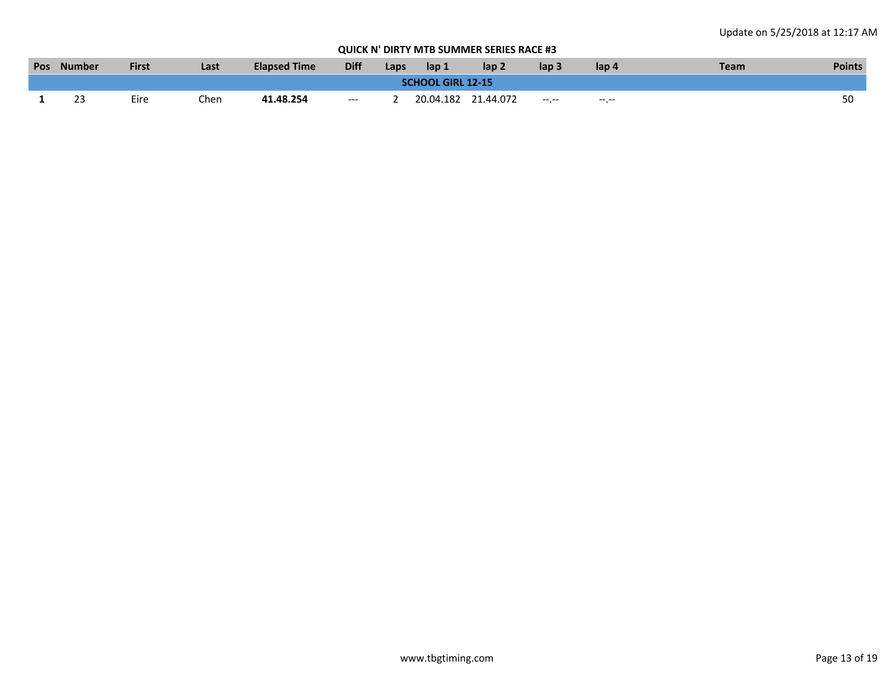Update on 5/25/2018 at 12:17 AM

**QUICK N' DIRTY MTB SUMMER SERIES RACE #3**

| Pos | Number | First | Last | Elapsed Time | Diff | Laps | lap 1 | lap 2 | lap 3 | lap 4 | Team | Points |
|---|---|---|---|---|---|---|---|---|---|---|---|---|
| **SCHOOL GIRL 12-15** | | | | | | | | | | | | |
| **1** | 23 | Eire | Chen | **41.48.254** | --- | 2 | 20.04.182 | 21.44.072 | --.-- | --.-- | | 50 |

www.tbgtiming.com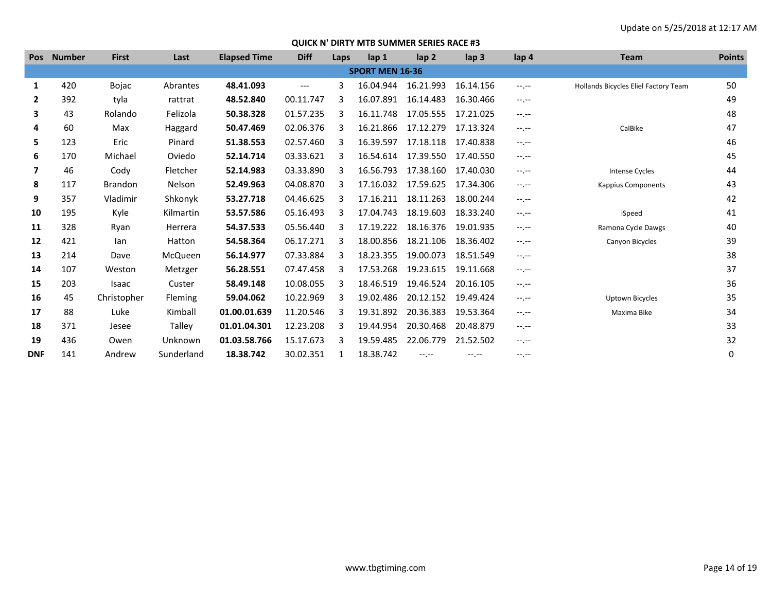Update on 5/25/2018 at 12:17 AM

## QUICK N' DIRTY MTB SUMMER SERIES RACE #3

| Pos | Number | First | Last | Elapsed Time | Diff | Laps | lap 1 | lap 2 | lap 3 | lap 4 | Team | Points |
|---|---|---|---|---|---|---|---|---|---|---|---|---|
| **SPORT MEN 16-36** | | | | | | | | | | | | |
| **1** | 420 | Bojac | Abrantes | **48.41.093** | --- | 3 | 16.04.944 | 16.21.993 | 16.14.156 | --.-- | Hollands Bicycles Eliel Factory Team | 50 |
| **2** | 392 | tyla | rattrat | **48.52.840** | 00.11.747 | 3 | 16.07.891 | 16.14.483 | 16.30.466 | --.-- | | 49 |
| **3** | 43 | Rolando | Felizola | **50.38.328** | 01.57.235 | 3 | 16.11.748 | 17.05.555 | 17.21.025 | --.-- | | 48 |
| **4** | 60 | Max | Haggard | **50.47.469** | 02.06.376 | 3 | 16.21.866 | 17.12.279 | 17.13.324 | --.-- | CalBike | 47 |
| **5** | 123 | Eric | Pinard | **51.38.553** | 02.57.460 | 3 | 16.39.597 | 17.18.118 | 17.40.838 | --.-- | | 46 |
| **6** | 170 | Michael | Oviedo | **52.14.714** | 03.33.621 | 3 | 16.54.614 | 17.39.550 | 17.40.550 | --.-- | | 45 |
| **7** | 46 | Cody | Fletcher | **52.14.983** | 03.33.890 | 3 | 16.56.793 | 17.38.160 | 17.40.030 | --.-- | Intense Cycles | 44 |
| **8** | 117 | Brandon | Nelson | **52.49.963** | 04.08.870 | 3 | 17.16.032 | 17.59.625 | 17.34.306 | --.-- | Kappius Components | 43 |
| **9** | 357 | Vladimir | Shkonyk | **53.27.718** | 04.46.625 | 3 | 17.16.211 | 18.11.263 | 18.00.244 | --.-- | | 42 |
| **10** | 195 | Kyle | Kilmartin | **53.57.586** | 05.16.493 | 3 | 17.04.743 | 18.19.603 | 18.33.240 | --.-- | iSpeed | 41 |
| **11** | 328 | Ryan | Herrera | **54.37.533** | 05.56.440 | 3 | 17.19.222 | 18.16.376 | 19.01.935 | --.-- | Ramona Cycle Dawgs | 40 |
| **12** | 421 | Ian | Hatton | **54.58.364** | 06.17.271 | 3 | 18.00.856 | 18.21.106 | 18.36.402 | --.-- | Canyon Bicycles | 39 |
| **13** | 214 | Dave | McQueen | **56.14.977** | 07.33.884 | 3 | 18.23.355 | 19.00.073 | 18.51.549 | --.-- | | 38 |
| **14** | 107 | Weston | Metzger | **56.28.551** | 07.47.458 | 3 | 17.53.268 | 19.23.615 | 19.11.668 | --.-- | | 37 |
| **15** | 203 | Isaac | Custer | **58.49.148** | 10.08.055 | 3 | 18.46.519 | 19.46.524 | 20.16.105 | --.-- | | 36 |
| **16** | 45 | Christopher | Fleming | **59.04.062** | 10.22.969 | 3 | 19.02.486 | 20.12.152 | 19.49.424 | --.-- | Uptown Bicycles | 35 |
| **17** | 88 | Luke | Kimball | **01.00.01.639** | 11.20.546 | 3 | 19.31.892 | 20.36.383 | 19.53.364 | --.-- | Maxima Bike | 34 |
| **18** | 371 | Jesee | Talley | **01.01.04.301** | 12.23.208 | 3 | 19.44.954 | 20.30.468 | 20.48.879 | --.-- | | 33 |
| **19** | 436 | Owen | Unknown | **01.03.58.766** | 15.17.673 | 3 | 19.59.485 | 22.06.779 | 21.52.502 | --.-- | | 32 |
| **DNF** | 141 | Andrew | Sunderland | **18.38.742** | 30.02.351 | 1 | 18.38.742 | --.-- | --.-- | --.-- | | 0 |

www.tbgtiming.com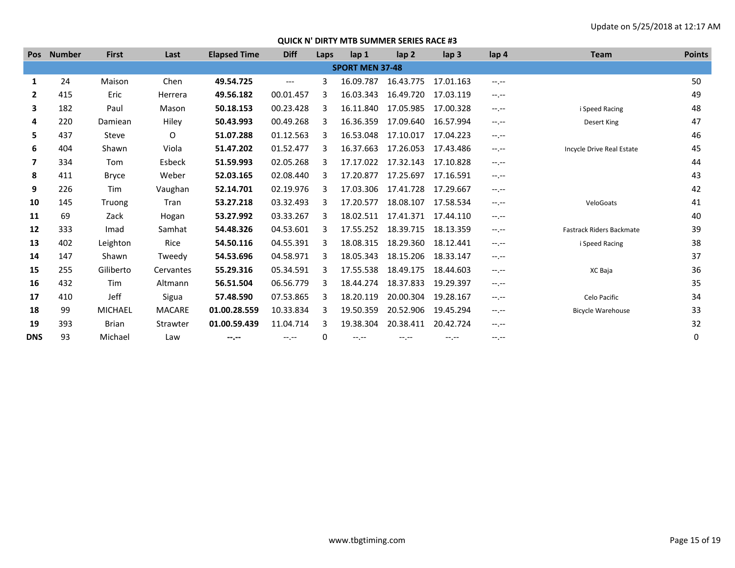Update on 5/25/2018 at 12:17 AM

## QUICK N' DIRTY MTB SUMMER SERIES RACE #3

| Pos | Number | First | Last | Elapsed Time | Diff | Laps | lap 1 | lap 2 | lap 3 | lap 4 | Team | Points |
|---|---|---|---|---|---|---|---|---|---|---|---|---|
| **SPORT MEN 37-48** | | | | | | | | | | | | |
| **1** | 24 | Maison | Chen | **49.54.725** | --- | 3 | 16.09.787 | 16.43.775 | 17.01.163 | --.-- | | 50 |
| **2** | 415 | Eric | Herrera | **49.56.182** | 00.01.457 | 3 | 16.03.343 | 16.49.720 | 17.03.119 | --.-- | | 49 |
| **3** | 182 | Paul | Mason | **50.18.153** | 00.23.428 | 3 | 16.11.840 | 17.05.985 | 17.00.328 | --.-- | i Speed Racing | 48 |
| **4** | 220 | Damiean | Hiley | **50.43.993** | 00.49.268 | 3 | 16.36.359 | 17.09.640 | 16.57.994 | --.-- | Desert King | 47 |
| **5** | 437 | Steve | O | **51.07.288** | 01.12.563 | 3 | 16.53.048 | 17.10.017 | 17.04.223 | --.-- | | 46 |
| **6** | 404 | Shawn | Viola | **51.47.202** | 01.52.477 | 3 | 16.37.663 | 17.26.053 | 17.43.486 | --.-- | Incycle Drive Real Estate | 45 |
| **7** | 334 | Tom | Esbeck | **51.59.993** | 02.05.268 | 3 | 17.17.022 | 17.32.143 | 17.10.828 | --.-- | | 44 |
| **8** | 411 | Bryce | Weber | **52.03.165** | 02.08.440 | 3 | 17.20.877 | 17.25.697 | 17.16.591 | --.-- | | 43 |
| **9** | 226 | Tim | Vaughan | **52.14.701** | 02.19.976 | 3 | 17.03.306 | 17.41.728 | 17.29.667 | --.-- | | 42 |
| **10** | 145 | Truong | Tran | **53.27.218** | 03.32.493 | 3 | 17.20.577 | 18.08.107 | 17.58.534 | --.-- | VeloGoats | 41 |
| **11** | 69 | Zack | Hogan | **53.27.992** | 03.33.267 | 3 | 18.02.511 | 17.41.371 | 17.44.110 | --.-- | | 40 |
| **12** | 333 | Imad | Samhat | **54.48.326** | 04.53.601 | 3 | 17.55.252 | 18.39.715 | 18.13.359 | --.-- | Fastrack Riders Backmate | 39 |
| **13** | 402 | Leighton | Rice | **54.50.116** | 04.55.391 | 3 | 18.08.315 | 18.29.360 | 18.12.441 | --.-- | i Speed Racing | 38 |
| **14** | 147 | Shawn | Tweedy | **54.53.696** | 04.58.971 | 3 | 18.05.343 | 18.15.206 | 18.33.147 | --.-- | | 37 |
| **15** | 255 | Giliberto | Cervantes | **55.29.316** | 05.34.591 | 3 | 17.55.538 | 18.49.175 | 18.44.603 | --.-- | XC Baja | 36 |
| **16** | 432 | Tim | Altmann | **56.51.504** | 06.56.779 | 3 | 18.44.274 | 18.37.833 | 19.29.397 | --.-- | | 35 |
| **17** | 410 | Jeff | Sigua | **57.48.590** | 07.53.865 | 3 | 18.20.119 | 20.00.304 | 19.28.167 | --.-- | Celo Pacific | 34 |
| **18** | 99 | MICHAEL | MACARE | **01.00.28.559** | 10.33.834 | 3 | 19.50.359 | 20.52.906 | 19.45.294 | --.-- | Bicycle Warehouse | 33 |
| **19** | 393 | Brian | Strawter | **01.00.59.439** | 11.04.714 | 3 | 19.38.304 | 20.38.411 | 20.42.724 | --.-- | | 32 |
| **DNS** | 93 | Michael | Law | **--.--** | --.-- | 0 | --.-- | --.-- | --.-- | --.-- | | 0 |

www.tbgtiming.com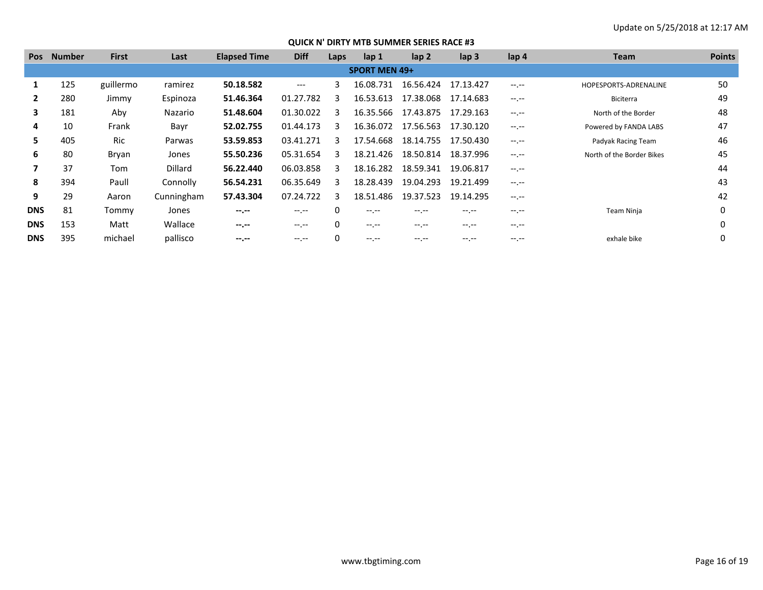Update on 5/25/2018 at 12:17 AM

## QUICK N' DIRTY MTB SUMMER SERIES RACE #3

| Pos | Number | First | Last | Elapsed Time | Diff | Laps | lap 1 | lap 2 | lap 3 | lap 4 | Team | Points |
|---|---|---|---|---|---|---|---|---|---|---|---|---|
| **SPORT MEN 49+** | | | | | | | | | | | | |
| **1** | 125 | guillermo | ramirez | **50.18.582** | --- | 3 | 16.08.731 | 16.56.424 | 17.13.427 | --.-- | HOPESPORTS-ADRENALINE | 50 |
| **2** | 280 | Jimmy | Espinoza | **51.46.364** | 01.27.782 | 3 | 16.53.613 | 17.38.068 | 17.14.683 | --.-- | Biciterra | 49 |
| **3** | 181 | Aby | Nazario | **51.48.604** | 01.30.022 | 3 | 16.35.566 | 17.43.875 | 17.29.163 | --.-- | North of the Border | 48 |
| **4** | 10 | Frank | Bayr | **52.02.755** | 01.44.173 | 3 | 16.36.072 | 17.56.563 | 17.30.120 | --.-- | Powered by FANDA LABS | 47 |
| **5** | 405 | Ric | Parwas | **53.59.853** | 03.41.271 | 3 | 17.54.668 | 18.14.755 | 17.50.430 | --.-- | Padyak Racing Team | 46 |
| **6** | 80 | Bryan | Jones | **55.50.236** | 05.31.654 | 3 | 18.21.426 | 18.50.814 | 18.37.996 | --.-- | North of the Border Bikes | 45 |
| **7** | 37 | Tom | Dillard | **56.22.440** | 06.03.858 | 3 | 18.16.282 | 18.59.341 | 19.06.817 | --.-- | | 44 |
| **8** | 394 | Paull | Connolly | **56.54.231** | 06.35.649 | 3 | 18.28.439 | 19.04.293 | 19.21.499 | --.-- | | 43 |
| **9** | 29 | Aaron | Cunningham | **57.43.304** | 07.24.722 | 3 | 18.51.486 | 19.37.523 | 19.14.295 | --.-- | | 42 |
| **DNS** | 81 | Tommy | Jones | **--.--** | --.-- | 0 | --.-- | --.-- | --.-- | --.-- | Team Ninja | 0 |
| **DNS** | 153 | Matt | Wallace | **--.--** | --.-- | 0 | --.-- | --.-- | --.-- | --.-- | | 0 |
| **DNS** | 395 | michael | pallisco | **--.--** | --.-- | 0 | --.-- | --.-- | --.-- | --.-- | exhale bike | 0 |

www.tbgtiming.com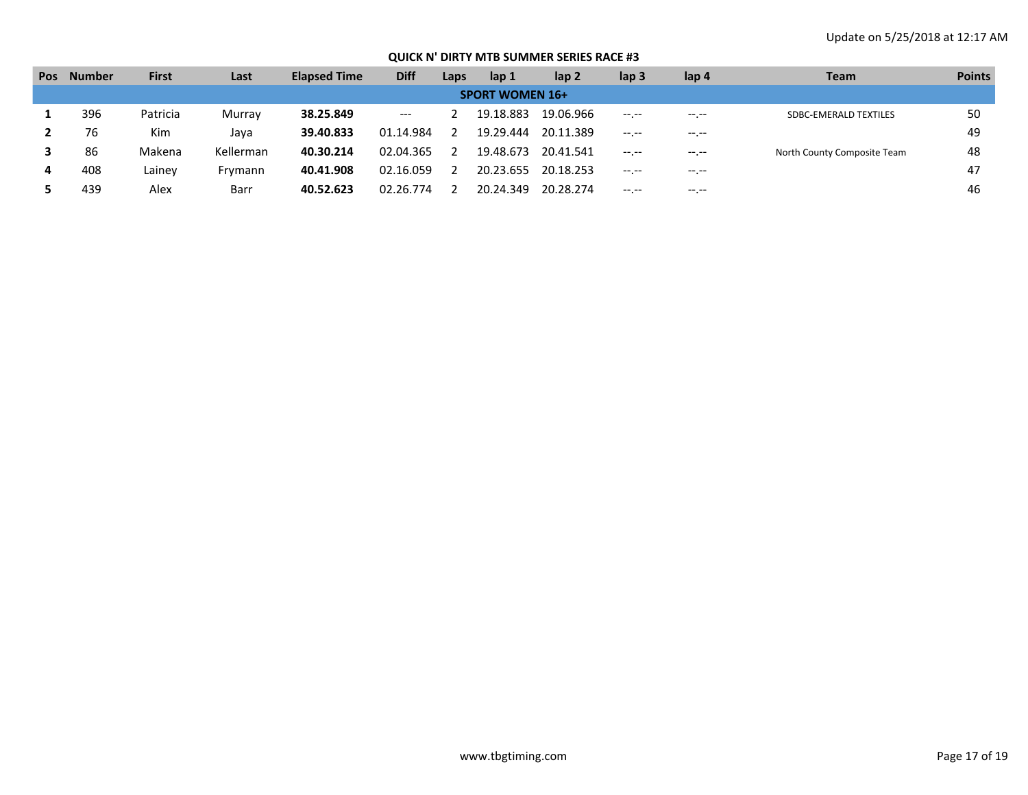Update on 5/25/2018 at 12:17 AM

**QUICK N' DIRTY MTB SUMMER SERIES RACE #3**

| Pos | Number | First | Last | Elapsed Time | Diff | Laps | lap 1 | lap 2 | lap 3 | lap 4 | Team | Points |
|---|---|---|---|---|---|---|---|---|---|---|---|---|
| **SPORT WOMEN 16+** | | | | | | | | | | | | |
| **1** | 396 | Patricia | Murray | **38.25.849** | --- | 2 | 19.18.883 | 19.06.966 | --.-- | --.-- | SDBC-EMERALD TEXTILES | 50 |
| **2** | 76 | Kim | Jaya | **39.40.833** | 01.14.984 | 2 | 19.29.444 | 20.11.389 | --.-- | --.-- | | 49 |
| **3** | 86 | Makena | Kellerman | **40.30.214** | 02.04.365 | 2 | 19.48.673 | 20.41.541 | --.-- | --.-- | North County Composite Team | 48 |
| **4** | 408 | Lainey | Frymann | **40.41.908** | 02.16.059 | 2 | 20.23.655 | 20.18.253 | --.-- | --.-- | | 47 |
| **5** | 439 | Alex | Barr | **40.52.623** | 02.26.774 | 2 | 20.24.349 | 20.28.274 | --.-- | --.-- | | 46 |

www.tbgtiming.com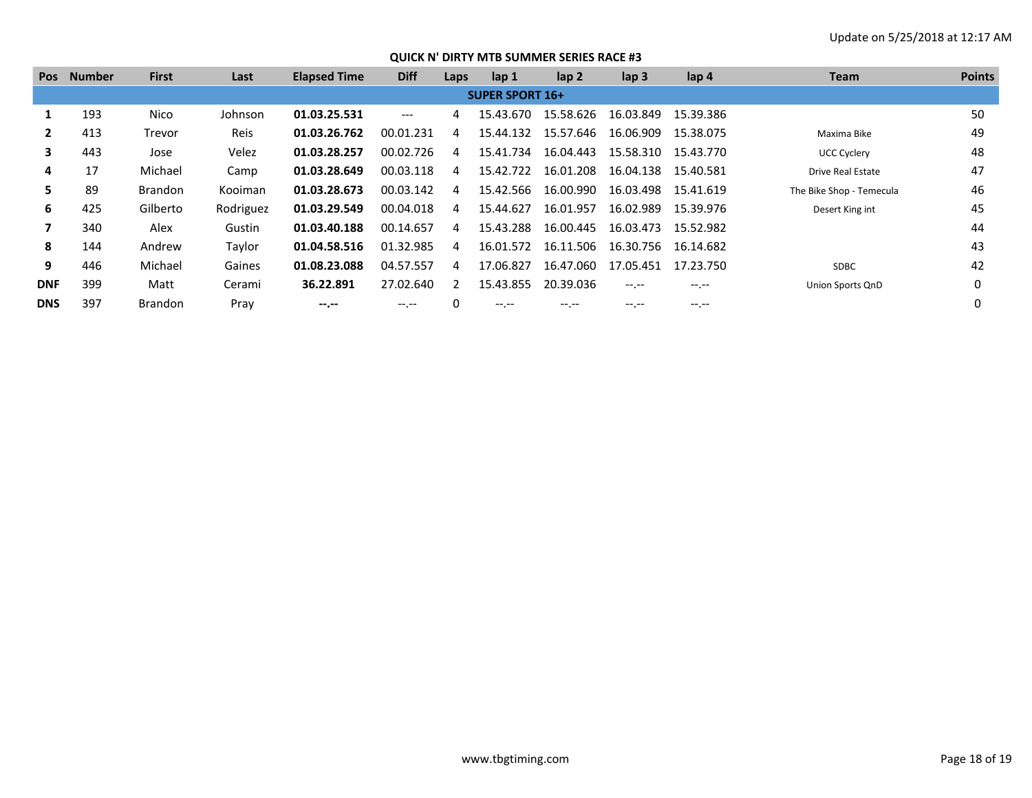Update on 5/25/2018 at 12:17 AM

## QUICK N' DIRTY MTB SUMMER SERIES RACE #3

| Pos | Number | First | Last | Elapsed Time | Diff | Laps | lap 1 | lap 2 | lap 3 | lap 4 | Team | Points |
|---|---|---|---|---|---|---|---|---|---|---|---|---|
| **SUPER SPORT 16+** | | | | | | | | | | | | |
| **1** | 193 | Nico | Johnson | **01.03.25.531** | --- | 4 | 15.43.670 | 15.58.626 | 16.03.849 | 15.39.386 | | 50 |
| **2** | 413 | Trevor | Reis | **01.03.26.762** | 00.01.231 | 4 | 15.44.132 | 15.57.646 | 16.06.909 | 15.38.075 | Maxima Bike | 49 |
| **3** | 443 | Jose | Velez | **01.03.28.257** | 00.02.726 | 4 | 15.41.734 | 16.04.443 | 15.58.310 | 15.43.770 | UCC Cyclery | 48 |
| **4** | 17 | Michael | Camp | **01.03.28.649** | 00.03.118 | 4 | 15.42.722 | 16.01.208 | 16.04.138 | 15.40.581 | Drive Real Estate | 47 |
| **5** | 89 | Brandon | Kooiman | **01.03.28.673** | 00.03.142 | 4 | 15.42.566 | 16.00.990 | 16.03.498 | 15.41.619 | The Bike Shop - Temecula | 46 |
| **6** | 425 | Gilberto | Rodriguez | **01.03.29.549** | 00.04.018 | 4 | 15.44.627 | 16.01.957 | 16.02.989 | 15.39.976 | Desert King int | 45 |
| **7** | 340 | Alex | Gustin | **01.03.40.188** | 00.14.657 | 4 | 15.43.288 | 16.00.445 | 16.03.473 | 15.52.982 | | 44 |
| **8** | 144 | Andrew | Taylor | **01.04.58.516** | 01.32.985 | 4 | 16.01.572 | 16.11.506 | 16.30.756 | 16.14.682 | | 43 |
| **9** | 446 | Michael | Gaines | **01.08.23.088** | 04.57.557 | 4 | 17.06.827 | 16.47.060 | 17.05.451 | 17.23.750 | SDBC | 42 |
| **DNF** | 399 | Matt | Cerami | **36.22.891** | 27.02.640 | 2 | 15.43.855 | 20.39.036 | --.-- | --.-- | Union Sports QnD | 0 |
| **DNS** | 397 | Brandon | Pray | **--.--** | --.-- | 0 | --.-- | --.-- | --.-- | --.-- | | 0 |

www.tbgtiming.com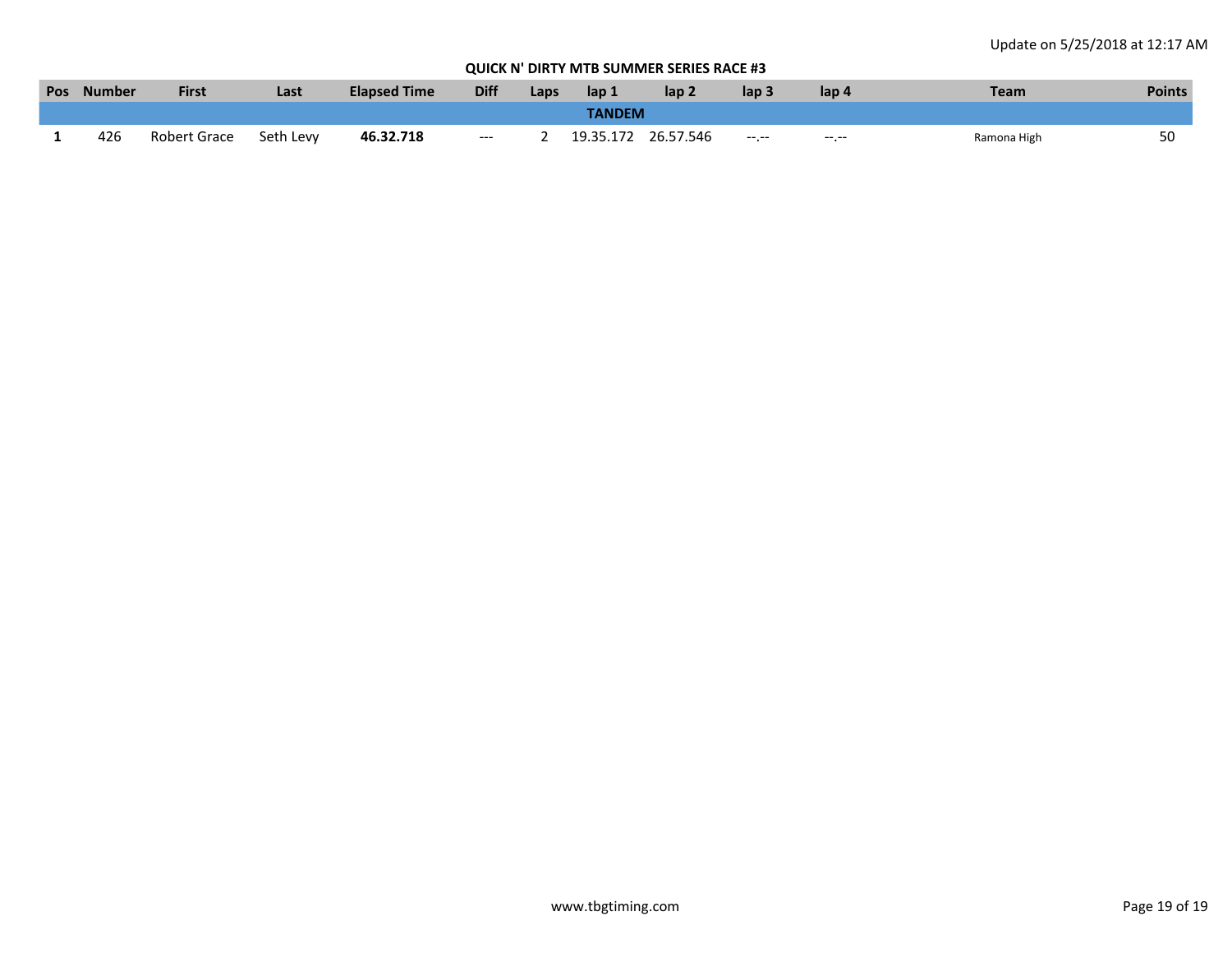Update on 5/25/2018 at 12:17 AM

**QUICK N' DIRTY MTB SUMMER SERIES RACE #3**

| Pos | Number | First | Last | Elapsed Time | Diff | Laps | lap 1 | lap 2 | lap 3 | lap 4 | Team | Points |
|---|---|---|---|---|---|---|---|---|---|---|---|---|
| | | | | | | | **TANDEM** | | | | | |
| **1** | 426 | Robert Grace | Seth Levy | **46.32.718** | --- | 2 | 19.35.172 | 26.57.546 | --.-- | --.-- | Ramona High | 50 |

www.tbgtiming.com